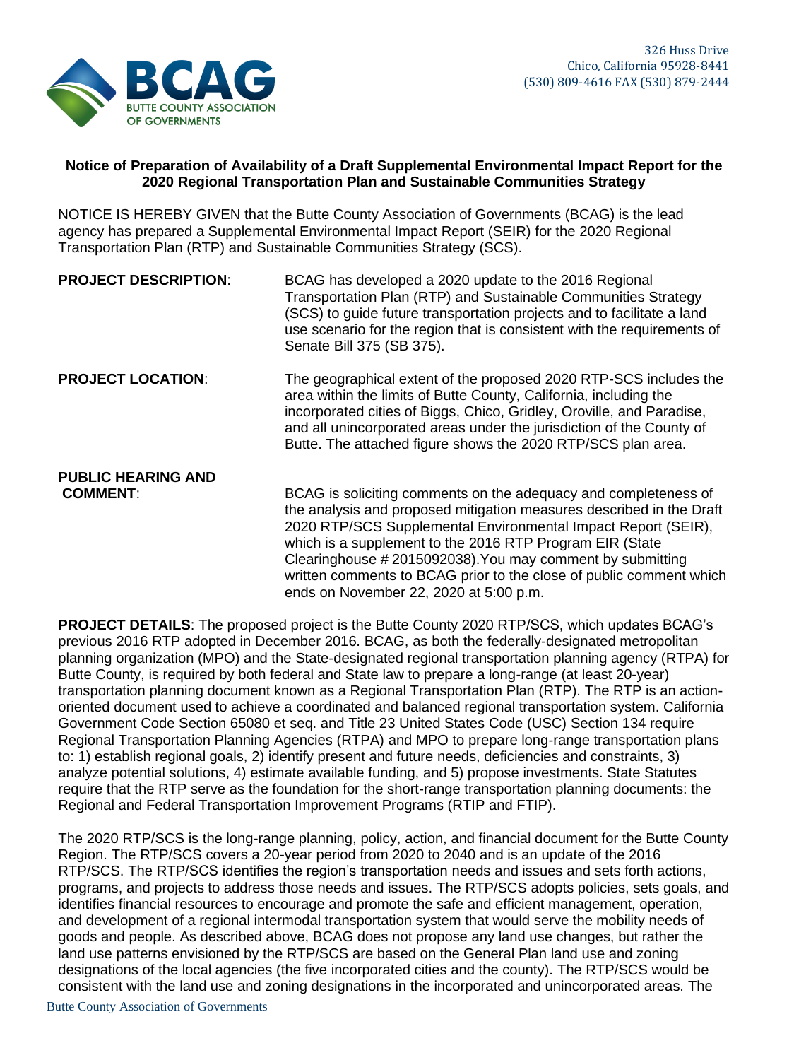BCAG
BUTTE COUNTY ASSOCIATION OF GOVERNMENTS

326 Huss Drive
Chico, California 95928-8441
(530) 809-4616 FAX (530) 879-2444

**Notice of Preparation of Availability of a Draft Supplemental Environmental Impact Report for the 2020 Regional Transportation Plan and Sustainable Communities Strategy**

NOTICE IS HEREBY GIVEN that the Butte County Association of Governments (BCAG) is the lead agency has prepared a Supplemental Environmental Impact Report (SEIR) for the 2020 Regional Transportation Plan (RTP) and Sustainable Communities Strategy (SCS).

**PROJECT DESCRIPTION**: BCAG has developed a 2020 update to the 2016 Regional Transportation Plan (RTP) and Sustainable Communities Strategy (SCS) to guide future transportation projects and to facilitate a land use scenario for the region that is consistent with the requirements of Senate Bill 375 (SB 375).

**PROJECT LOCATION**: The geographical extent of the proposed 2020 RTP-SCS includes the area within the limits of Butte County, California, including the incorporated cities of Biggs, Chico, Gridley, Oroville, and Paradise, and all unincorporated areas under the jurisdiction of the County of Butte. The attached figure shows the 2020 RTP/SCS plan area.

**PUBLIC HEARING AND COMMENT**: BCAG is soliciting comments on the adequacy and completeness of the analysis and proposed mitigation measures described in the Draft 2020 RTP/SCS Supplemental Environmental Impact Report (SEIR), which is a supplement to the 2016 RTP Program EIR (State Clearinghouse # 2015092038).You may comment by submitting written comments to BCAG prior to the close of public comment which ends on November 22, 2020 at 5:00 p.m.

**PROJECT DETAILS**: The proposed project is the Butte County 2020 RTP/SCS, which updates BCAG's previous 2016 RTP adopted in December 2016. BCAG, as both the federally-designated metropolitan planning organization (MPO) and the State-designated regional transportation planning agency (RTPA) for Butte County, is required by both federal and State law to prepare a long-range (at least 20-year) transportation planning document known as a Regional Transportation Plan (RTP). The RTP is an action-oriented document used to achieve a coordinated and balanced regional transportation system. California Government Code Section 65080 et seq. and Title 23 United States Code (USC) Section 134 require Regional Transportation Planning Agencies (RTPA) and MPO to prepare long-range transportation plans to: 1) establish regional goals, 2) identify present and future needs, deficiencies and constraints, 3) analyze potential solutions, 4) estimate available funding, and 5) propose investments. State Statutes require that the RTP serve as the foundation for the short-range transportation planning documents: the Regional and Federal Transportation Improvement Programs (RTIP and FTIP).

The 2020 RTP/SCS is the long-range planning, policy, action, and financial document for the Butte County Region. The RTP/SCS covers a 20-year period from 2020 to 2040 and is an update of the 2016 RTP/SCS. The RTP/SCS identifies the region's transportation needs and issues and sets forth actions, programs, and projects to address those needs and issues. The RTP/SCS adopts policies, sets goals, and identifies financial resources to encourage and promote the safe and efficient management, operation, and development of a regional intermodal transportation system that would serve the mobility needs of goods and people. As described above, BCAG does not propose any land use changes, but rather the land use patterns envisioned by the RTP/SCS are based on the General Plan land use and zoning designations of the local agencies (the five incorporated cities and the county). The RTP/SCS would be consistent with the land use and zoning designations in the incorporated and unincorporated areas. The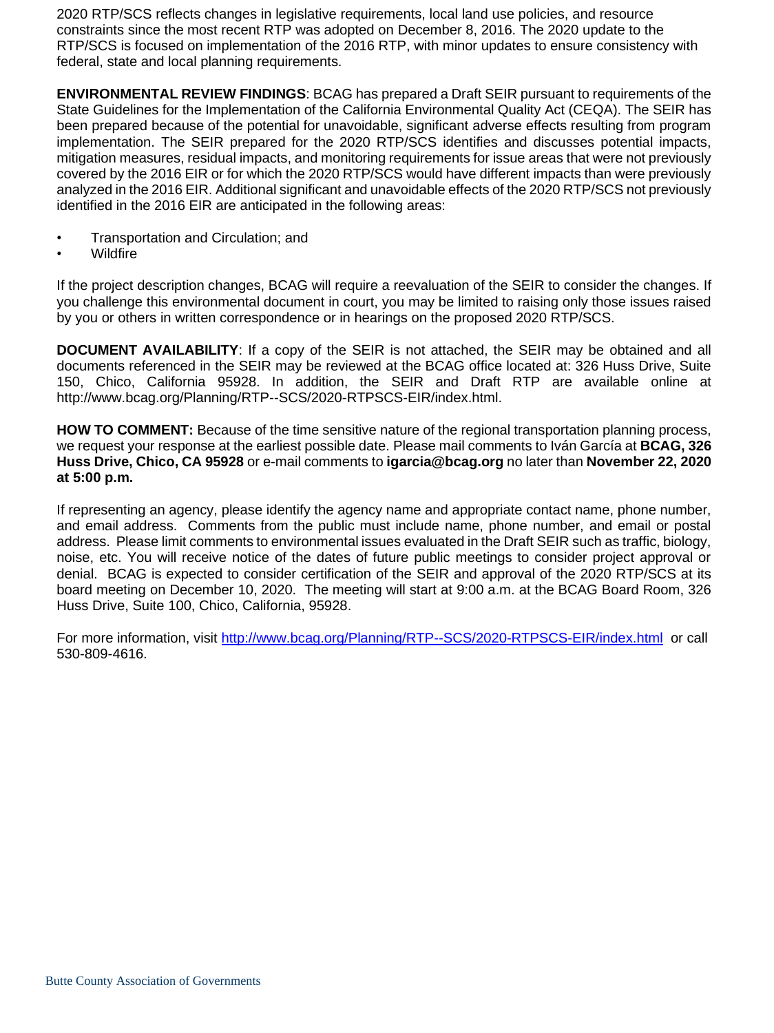2020 RTP/SCS reflects changes in legislative requirements, local land use policies, and resource constraints since the most recent RTP was adopted on December 8, 2016. The 2020 update to the RTP/SCS is focused on implementation of the 2016 RTP, with minor updates to ensure consistency with federal, state and local planning requirements.

**ENVIRONMENTAL REVIEW FINDINGS**: BCAG has prepared a Draft SEIR pursuant to requirements of the State Guidelines for the Implementation of the California Environmental Quality Act (CEQA). The SEIR has been prepared because of the potential for unavoidable, significant adverse effects resulting from program implementation. The SEIR prepared for the 2020 RTP/SCS identifies and discusses potential impacts, mitigation measures, residual impacts, and monitoring requirements for issue areas that were not previously covered by the 2016 EIR or for which the 2020 RTP/SCS would have different impacts than were previously analyzed in the 2016 EIR. Additional significant and unavoidable effects of the 2020 RTP/SCS not previously identified in the 2016 EIR are anticipated in the following areas:

- Transportation and Circulation; and
- Wildfire

If the project description changes, BCAG will require a reevaluation of the SEIR to consider the changes. If you challenge this environmental document in court, you may be limited to raising only those issues raised by you or others in written correspondence or in hearings on the proposed 2020 RTP/SCS.

**DOCUMENT AVAILABILITY**: If a copy of the SEIR is not attached, the SEIR may be obtained and all documents referenced in the SEIR may be reviewed at the BCAG office located at: 326 Huss Drive, Suite 150, Chico, California 95928. In addition, the SEIR and Draft RTP are available online at http://www.bcag.org/Planning/RTP--SCS/2020-RTPSCS-EIR/index.html.

**HOW TO COMMENT:** Because of the time sensitive nature of the regional transportation planning process, we request your response at the earliest possible date. Please mail comments to Iván García at **BCAG, 326 Huss Drive, Chico, CA 95928** or e-mail comments to **igarcia@bcag.org** no later than **November 22, 2020 at 5:00 p.m.**

If representing an agency, please identify the agency name and appropriate contact name, phone number, and email address. Comments from the public must include name, phone number, and email or postal address. Please limit comments to environmental issues evaluated in the Draft SEIR such as traffic, biology, noise, etc. You will receive notice of the dates of future public meetings to consider project approval or denial. BCAG is expected to consider certification of the SEIR and approval of the 2020 RTP/SCS at its board meeting on December 10, 2020. The meeting will start at 9:00 a.m. at the BCAG Board Room, 326 Huss Drive, Suite 100, Chico, California, 95928.

For more information, visit http://www.bcag.org/Planning/RTP--SCS/2020-RTPSCS-EIR/index.html or call 530-809-4616.